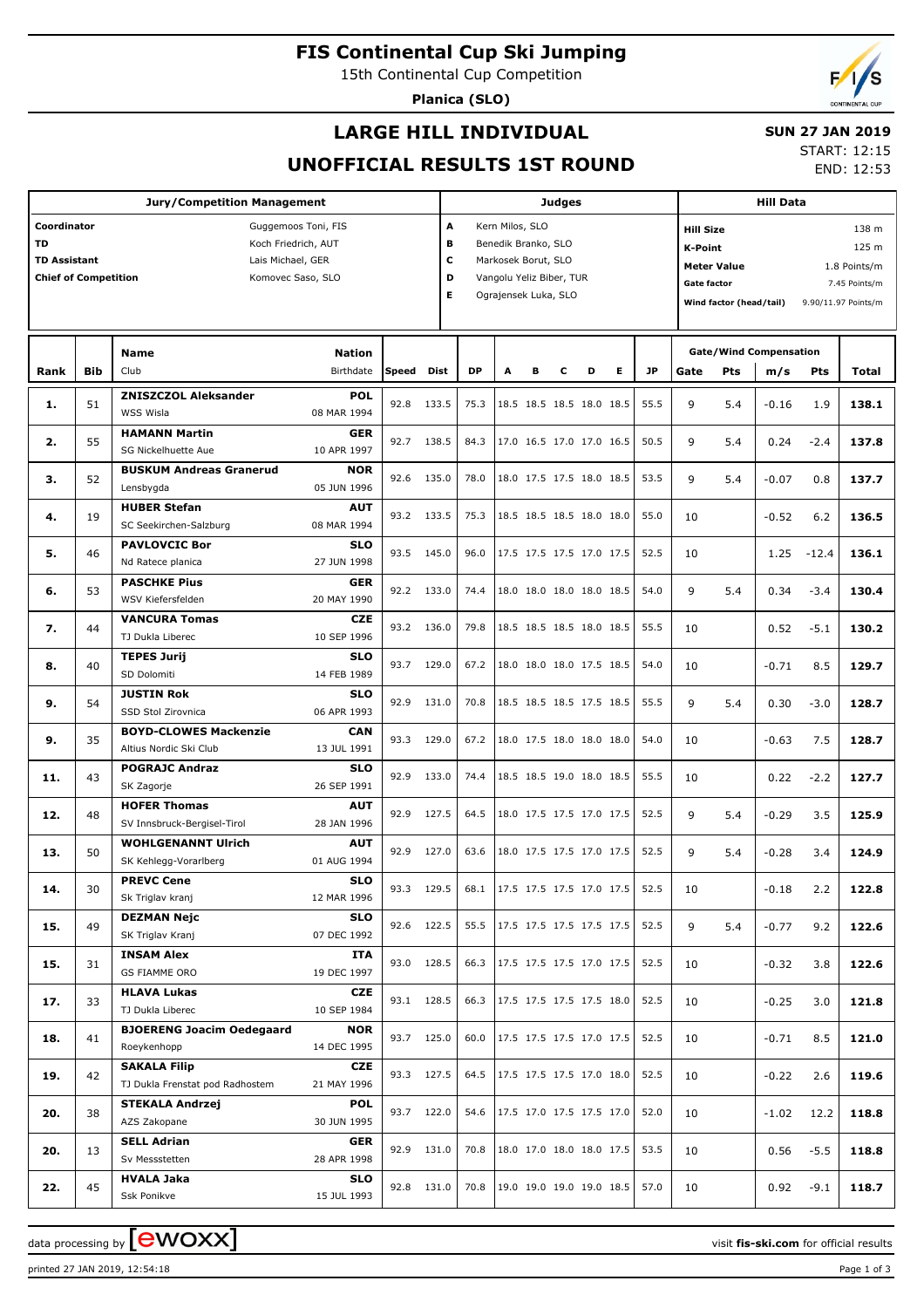# FIS Continental Cup Ski Jumping

15th Continental Cup Competition

**Planica (SLO)**

## LARGE HILL INDIVIDUAL

## UNOFFICIAL RESULTS 1ST ROUND

**SUN 27 JAN 2019**

START: 12:15

END: 12:53

| Jury/Competition Management | | Judges | | Hill Data | |
|---|---|---|---|---|---|
| Coordinator | Guggemoos Toni, FIS | A | Kern Milos, SLO | Hill Size | 138 m |
| TD | Koch Friedrich, AUT | B | Benedik Branko, SLO | K-Point | 125 m |
| TD Assistant | Lais Michael, GER | C | Markosek Borut, SLO | Meter Value | 1.8 Points/m |
| Chief of Competition | Komovec Saso, SLO | D | Vangolu Yeliz Biber, TUR | Gate factor | 7.45 Points/m |
| | | E | Ograjensek Luka, SLO | Wind factor (head/tail) | 9.90/11.97 Points/m |

| Rank | Bib | Name / Club | Nation / Birthdate | Speed | Dist | DP | A | B | C | D | E | JP | Gate | Pts | m/s | Pts | Total |
|---|---|---|---|---|---|---|---|---|---|---|---|---|---|---|---|---|---|
| 1. | 51 | **ZNISZCZOL Aleksander** WSS Wisla | **POL** 08 MAR 1994 | 92.8 | 133.5 | 75.3 | 18.5 | 18.5 | 18.5 | 18.0 | 18.5 | 55.5 | 9 | 5.4 | -0.16 | 1.9 | **138.1** |
| 2. | 55 | **HAMANN Martin** SG Nickelhuette Aue | **GER** 10 APR 1997 | 92.7 | 138.5 | 84.3 | 17.0 | 16.5 | 17.0 | 17.0 | 16.5 | 50.5 | 9 | 5.4 | 0.24 | -2.4 | **137.8** |
| 3. | 52 | **BUSKUM Andreas Granerud** Lensbygda | **NOR** 05 JUN 1996 | 92.6 | 135.0 | 78.0 | 18.0 | 17.5 | 17.5 | 18.0 | 18.5 | 53.5 | 9 | 5.4 | -0.07 | 0.8 | **137.7** |
| 4. | 19 | **HUBER Stefan** SC Seekirchen-Salzburg | **AUT** 08 MAR 1994 | 93.2 | 133.5 | 75.3 | 18.5 | 18.5 | 18.5 | 18.0 | 18.0 | 55.0 | 10 | | -0.52 | 6.2 | **136.5** |
| 5. | 46 | **PAVLOVCIC Bor** Nd Ratece planica | **SLO** 27 JUN 1998 | 93.5 | 145.0 | 96.0 | 17.5 | 17.5 | 17.5 | 17.0 | 17.5 | 52.5 | 10 | | 1.25 | -12.4 | **136.1** |
| 6. | 53 | **PASCHKE Pius** WSV Kiefersfelden | **GER** 20 MAY 1990 | 92.2 | 133.0 | 74.4 | 18.0 | 18.0 | 18.0 | 18.0 | 18.5 | 54.0 | 9 | 5.4 | 0.34 | -3.4 | **130.4** |
| 7. | 44 | **VANCURA Tomas** TJ Dukla Liberec | **CZE** 10 SEP 1996 | 93.2 | 136.0 | 79.8 | 18.5 | 18.5 | 18.5 | 18.0 | 18.5 | 55.5 | 10 | | 0.52 | -5.1 | **130.2** |
| 8. | 40 | **TEPES Jurij** SD Dolomiti | **SLO** 14 FEB 1989 | 93.7 | 129.0 | 67.2 | 18.0 | 18.0 | 18.0 | 17.5 | 18.5 | 54.0 | 10 | | -0.71 | 8.5 | **129.7** |
| 9. | 54 | **JUSTIN Rok** SSD Stol Zirovnica | **SLO** 06 APR 1993 | 92.9 | 131.0 | 70.8 | 18.5 | 18.5 | 18.5 | 17.5 | 18.5 | 55.5 | 9 | 5.4 | 0.30 | -3.0 | **128.7** |
| 9. | 35 | **BOYD-CLOWES Mackenzie** Altius Nordic Ski Club | **CAN** 13 JUL 1991 | 93.3 | 129.0 | 67.2 | 18.0 | 17.5 | 18.0 | 18.0 | 18.0 | 54.0 | 10 | | -0.63 | 7.5 | **128.7** |
| 11. | 43 | **POGRAJC Andraz** SK Zagorje | **SLO** 26 SEP 1991 | 92.9 | 133.0 | 74.4 | 18.5 | 18.5 | 19.0 | 18.0 | 18.5 | 55.5 | 10 | | 0.22 | -2.2 | **127.7** |
| 12. | 48 | **HOFER Thomas** SV Innsbruck-Bergisel-Tirol | **AUT** 28 JAN 1996 | 92.9 | 127.5 | 64.5 | 18.0 | 17.5 | 17.5 | 17.0 | 17.5 | 52.5 | 9 | 5.4 | -0.29 | 3.5 | **125.9** |
| 13. | 50 | **WOHLGENANNT Ulrich** SK Kehlegg-Vorarlberg | **AUT** 01 AUG 1994 | 92.9 | 127.0 | 63.6 | 18.0 | 17.5 | 17.5 | 17.0 | 17.5 | 52.5 | 9 | 5.4 | -0.28 | 3.4 | **124.9** |
| 14. | 30 | **PREVC Cene** Sk Triglav kranj | **SLO** 12 MAR 1996 | 93.3 | 129.5 | 68.1 | 17.5 | 17.5 | 17.5 | 17.0 | 17.5 | 52.5 | 10 | | -0.18 | 2.2 | **122.8** |
| 15. | 49 | **DEZMAN Nejc** SK Triglav Kranj | **SLO** 07 DEC 1992 | 92.6 | 122.5 | 55.5 | 17.5 | 17.5 | 17.5 | 17.5 | 17.5 | 52.5 | 9 | 5.4 | -0.77 | 9.2 | **122.6** |
| 15. | 31 | **INSAM Alex** GS FIAMME ORO | **ITA** 19 DEC 1997 | 93.0 | 128.5 | 66.3 | 17.5 | 17.5 | 17.5 | 17.0 | 17.5 | 52.5 | 10 | | -0.32 | 3.8 | **122.6** |
| 17. | 33 | **HLAVA Lukas** TJ Dukla Liberec | **CZE** 10 SEP 1984 | 93.1 | 128.5 | 66.3 | 17.5 | 17.5 | 17.5 | 17.5 | 18.0 | 52.5 | 10 | | -0.25 | 3.0 | **121.8** |
| 18. | 41 | **BJOERENG Joacim Oedegaard** Roeykenhopp | **NOR** 14 DEC 1995 | 93.7 | 125.0 | 60.0 | 17.5 | 17.5 | 17.5 | 17.0 | 17.5 | 52.5 | 10 | | -0.71 | 8.5 | **121.0** |
| 19. | 42 | **SAKALA Filip** TJ Dukla Frenstat pod Radhostem | **CZE** 21 MAY 1996 | 93.3 | 127.5 | 64.5 | 17.5 | 17.5 | 17.5 | 17.0 | 18.0 | 52.5 | 10 | | -0.22 | 2.6 | **119.6** |
| 20. | 38 | **STEKALA Andrzej** AZS Zakopane | **POL** 30 JUN 1995 | 93.7 | 122.0 | 54.6 | 17.5 | 17.0 | 17.5 | 17.5 | 17.0 | 52.0 | 10 | | -1.02 | 12.2 | **118.8** |
| 20. | 13 | **SELL Adrian** Sv Messstetten | **GER** 28 APR 1998 | 92.9 | 131.0 | 70.8 | 18.0 | 17.0 | 18.0 | 18.0 | 17.5 | 53.5 | 10 | | 0.56 | -5.5 | **118.8** |
| 22. | 45 | **HVALA Jaka** Ssk Ponikve | **SLO** 15 JUL 1993 | 92.8 | 131.0 | 70.8 | 19.0 | 19.0 | 19.0 | 19.0 | 18.5 | 57.0 | 10 | | 0.92 | -9.1 | **118.7** |

data processing by ewoxx — visit fis-ski.com for official results

printed 27 JAN 2019, 12:54:18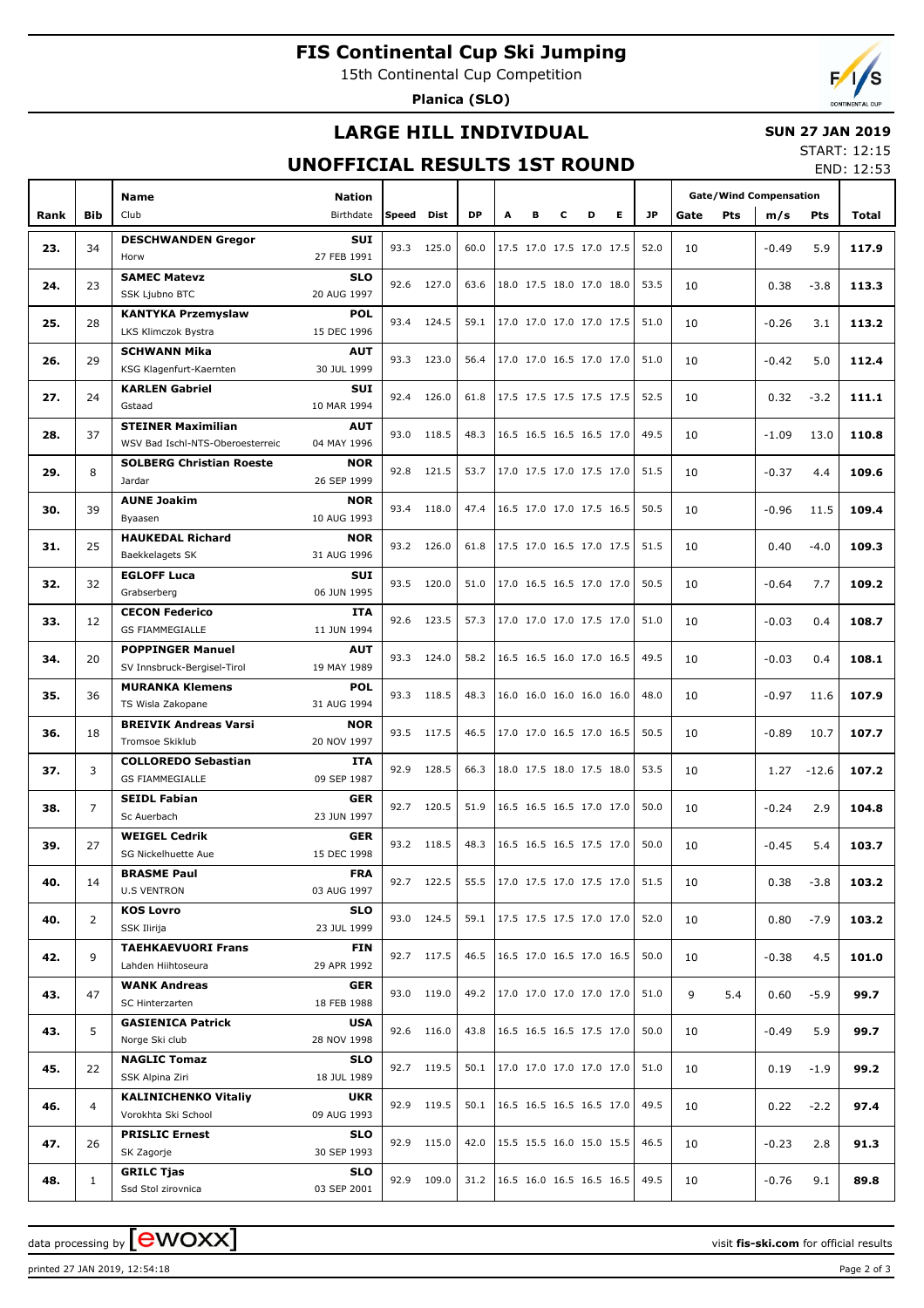# FIS Continental Cup Ski Jumping

15th Continental Cup Competition

**Planica (SLO)**

## LARGE HILL INDIVIDUAL

## UNOFFICIAL RESULTS 1ST ROUND

**SUN 27 JAN 2019**

START: 12:15

END: 12:53

| Rank | Bib | Name / Club | Nation / Birthdate | Speed | Dist | DP | A | B | C | D | E | JP | Gate | Pts | m/s | Pts | Total |
|---|---|---|---|---|---|---|---|---|---|---|---|---|---|---|---|---|---|
| 23. | 34 | **DESCHWANDEN Gregor** Horw | **SUI** 27 FEB 1991 | 93.3 | 125.0 | 60.0 | 17.5 | 17.0 | 17.5 | 17.0 | 17.5 | 52.0 | 10 | | -0.49 | 5.9 | **117.9** |
| 24. | 23 | **SAMEC Matevz** SSK Ljubno BTC | **SLO** 20 AUG 1997 | 92.6 | 127.0 | 63.6 | 18.0 | 17.5 | 18.0 | 17.0 | 18.0 | 53.5 | 10 | | 0.38 | -3.8 | **113.3** |
| 25. | 28 | **KANTYKA Przemyslaw** LKS Klimczok Bystra | **POL** 15 DEC 1996 | 93.4 | 124.5 | 59.1 | 17.0 | 17.0 | 17.0 | 17.0 | 17.5 | 51.0 | 10 | | -0.26 | 3.1 | **113.2** |
| 26. | 29 | **SCHWANN Mika** KSG Klagenfurt-Kaernten | **AUT** 30 JUL 1999 | 93.3 | 123.0 | 56.4 | 17.0 | 17.0 | 16.5 | 17.0 | 17.0 | 51.0 | 10 | | -0.42 | 5.0 | **112.4** |
| 27. | 24 | **KARLEN Gabriel** Gstaad | **SUI** 10 MAR 1994 | 92.4 | 126.0 | 61.8 | 17.5 | 17.5 | 17.5 | 17.5 | 17.5 | 52.5 | 10 | | 0.32 | -3.2 | **111.1** |
| 28. | 37 | **STEINER Maximilian** WSV Bad Ischl-NTS-Oberoesterreic | **AUT** 04 MAY 1996 | 93.0 | 118.5 | 48.3 | 16.5 | 16.5 | 16.5 | 16.5 | 17.0 | 49.5 | 10 | | -1.09 | 13.0 | **110.8** |
| 29. | 8 | **SOLBERG Christian Roeste** Jardar | **NOR** 26 SEP 1999 | 92.8 | 121.5 | 53.7 | 17.0 | 17.5 | 17.0 | 17.5 | 17.0 | 51.5 | 10 | | -0.37 | 4.4 | **109.6** |
| 30. | 39 | **AUNE Joakim** Byaasen | **NOR** 10 AUG 1993 | 93.4 | 118.0 | 47.4 | 16.5 | 17.0 | 17.0 | 17.5 | 16.5 | 50.5 | 10 | | -0.96 | 11.5 | **109.4** |
| 31. | 25 | **HAUKEDAL Richard** Baekkelagets SK | **NOR** 31 AUG 1996 | 93.2 | 126.0 | 61.8 | 17.5 | 17.0 | 16.5 | 17.0 | 17.5 | 51.5 | 10 | | 0.40 | -4.0 | **109.3** |
| 32. | 32 | **EGLOFF Luca** Grabserberg | **SUI** 06 JUN 1995 | 93.5 | 120.0 | 51.0 | 17.0 | 16.5 | 16.5 | 17.0 | 17.0 | 50.5 | 10 | | -0.64 | 7.7 | **109.2** |
| 33. | 12 | **CECON Federico** GS FIAMMEGIALLE | **ITA** 11 JUN 1994 | 92.6 | 123.5 | 57.3 | 17.0 | 17.0 | 17.0 | 17.5 | 17.0 | 51.0 | 10 | | -0.03 | 0.4 | **108.7** |
| 34. | 20 | **POPPINGER Manuel** SV Innsbruck-Bergisel-Tirol | **AUT** 19 MAY 1989 | 93.3 | 124.0 | 58.2 | 16.5 | 16.5 | 16.0 | 17.0 | 16.5 | 49.5 | 10 | | -0.03 | 0.4 | **108.1** |
| 35. | 36 | **MURANKA Klemens** TS Wisla Zakopane | **POL** 31 AUG 1994 | 93.3 | 118.5 | 48.3 | 16.0 | 16.0 | 16.0 | 16.0 | 16.0 | 48.0 | 10 | | -0.97 | 11.6 | **107.9** |
| 36. | 18 | **BREIVIK Andreas Varsi** Tromsoe Skiklub | **NOR** 20 NOV 1997 | 93.5 | 117.5 | 46.5 | 17.0 | 17.0 | 16.5 | 17.0 | 16.5 | 50.5 | 10 | | -0.89 | 10.7 | **107.7** |
| 37. | 3 | **COLLOREDO Sebastian** GS FIAMMEGIALLE | **ITA** 09 SEP 1987 | 92.9 | 128.5 | 66.3 | 18.0 | 17.5 | 18.0 | 17.5 | 18.0 | 53.5 | 10 | | 1.27 | -12.6 | **107.2** |
| 38. | 7 | **SEIDL Fabian** Sc Auerbach | **GER** 23 JUN 1997 | 92.7 | 120.5 | 51.9 | 16.5 | 16.5 | 16.5 | 17.0 | 17.0 | 50.0 | 10 | | -0.24 | 2.9 | **104.8** |
| 39. | 27 | **WEIGEL Cedrik** SG Nickelhuette Aue | **GER** 15 DEC 1998 | 93.2 | 118.5 | 48.3 | 16.5 | 16.5 | 16.5 | 17.5 | 17.0 | 50.0 | 10 | | -0.45 | 5.4 | **103.7** |
| 40. | 14 | **BRASME Paul** U.S VENTRON | **FRA** 03 AUG 1997 | 92.7 | 122.5 | 55.5 | 17.0 | 17.5 | 17.0 | 17.5 | 17.0 | 51.5 | 10 | | 0.38 | -3.8 | **103.2** |
| 40. | 2 | **KOS Lovro** SSK Ilirija | **SLO** 23 JUL 1999 | 93.0 | 124.5 | 59.1 | 17.5 | 17.5 | 17.5 | 17.0 | 17.0 | 52.0 | 10 | | 0.80 | -7.9 | **103.2** |
| 42. | 9 | **TAEHKAEVUORI Frans** Lahden Hiihtoseura | **FIN** 29 APR 1992 | 92.7 | 117.5 | 46.5 | 16.5 | 17.0 | 16.5 | 17.0 | 16.5 | 50.0 | 10 | | -0.38 | 4.5 | **101.0** |
| 43. | 47 | **WANK Andreas** SC Hinterzarten | **GER** 18 FEB 1988 | 93.0 | 119.0 | 49.2 | 17.0 | 17.0 | 17.0 | 17.0 | 17.0 | 51.0 | 9 | 5.4 | 0.60 | -5.9 | **99.7** |
| 43. | 5 | **GASIENICA Patrick** Norge Ski club | **USA** 28 NOV 1998 | 92.6 | 116.0 | 43.8 | 16.5 | 16.5 | 16.5 | 17.5 | 17.0 | 50.0 | 10 | | -0.49 | 5.9 | **99.7** |
| 45. | 22 | **NAGLIC Tomaz** SSK Alpina Ziri | **SLO** 18 JUL 1989 | 92.7 | 119.5 | 50.1 | 17.0 | 17.0 | 17.0 | 17.0 | 17.0 | 51.0 | 10 | | 0.19 | -1.9 | **99.2** |
| 46. | 4 | **KALINICHENKO Vitaliy** Vorokhta Ski School | **UKR** 09 AUG 1993 | 92.9 | 119.5 | 50.1 | 16.5 | 16.5 | 16.5 | 16.5 | 17.0 | 49.5 | 10 | | 0.22 | -2.2 | **97.4** |
| 47. | 26 | **PRISLIC Ernest** SK Zagorje | **SLO** 30 SEP 1993 | 92.9 | 115.0 | 42.0 | 15.5 | 15.5 | 16.0 | 15.0 | 15.5 | 46.5 | 10 | | -0.23 | 2.8 | **91.3** |
| 48. | 1 | **GRILC Tjas** Ssd Stol zirovnica | **SLO** 03 SEP 2001 | 92.9 | 109.0 | 31.2 | 16.5 | 16.0 | 16.5 | 16.5 | 16.5 | 49.5 | 10 | | -0.76 | 9.1 | **89.8** |

data processing by EWOXX — visit **fis-ski.com** for official results

printed 27 JAN 2019, 12:54:18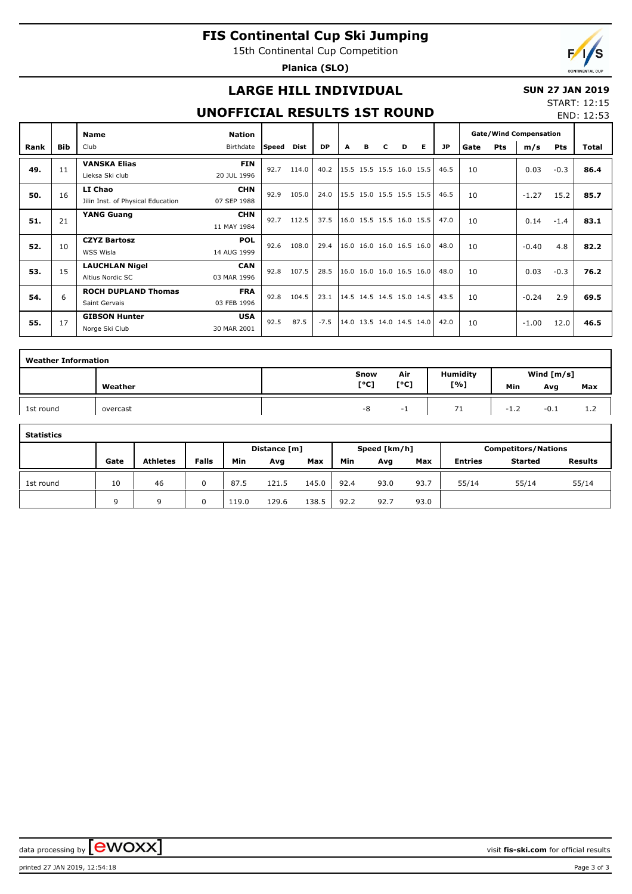# FIS Continental Cup Ski Jumping

15th Continental Cup Competition

**Planica (SLO)**

## LARGE HILL INDIVIDUAL

**SUN 27 JAN 2019**

START: 12:15

END: 12:53

## UNOFFICIAL RESULTS 1ST ROUND

| Rank | Bib | Name / Club | Nation / Birthdate | Speed | Dist | DP | A | B | C | D | E | JP | Gate | Gate Pts | Wind m/s | Wind Pts | Total |
|---|---|---|---|---|---|---|---|---|---|---|---|---|---|---|---|---|---|
| 49. | 11 | **VANSKA Elias** Lieksa Ski club | **FIN** 20 JUL 1996 | 92.7 | 114.0 | 40.2 | 15.5 | 15.5 | 15.5 | 16.0 | 15.5 | 46.5 | 10 | | 0.03 | -0.3 | **86.4** |
| 50. | 16 | **LI Chao** Jilin Inst. of Physical Education | **CHN** 07 SEP 1988 | 92.9 | 105.0 | 24.0 | 15.5 | 15.0 | 15.5 | 15.5 | 15.5 | 46.5 | 10 | | -1.27 | 15.2 | **85.7** |
| 51. | 21 | **YANG Guang** | **CHN** 11 MAY 1984 | 92.7 | 112.5 | 37.5 | 16.0 | 15.5 | 15.5 | 16.0 | 15.5 | 47.0 | 10 | | 0.14 | -1.4 | **83.1** |
| 52. | 10 | **CZYZ Bartosz** WSS Wisla | **POL** 14 AUG 1999 | 92.6 | 108.0 | 29.4 | 16.0 | 16.0 | 16.0 | 16.5 | 16.0 | 48.0 | 10 | | -0.40 | 4.8 | **82.2** |
| 53. | 15 | **LAUCHLAN Nigel** Altius Nordic SC | **CAN** 03 MAR 1996 | 92.8 | 107.5 | 28.5 | 16.0 | 16.0 | 16.0 | 16.5 | 16.0 | 48.0 | 10 | | 0.03 | -0.3 | **76.2** |
| 54. | 6 | **ROCH DUPLAND Thomas** Saint Gervais | **FRA** 03 FEB 1996 | 92.8 | 104.5 | 23.1 | 14.5 | 14.5 | 14.5 | 15.0 | 14.5 | 43.5 | 10 | | -0.24 | 2.9 | **69.5** |
| 55. | 17 | **GIBSON Hunter** Norge Ski Club | **USA** 30 MAR 2001 | 92.5 | 87.5 | -7.5 | 14.0 | 13.5 | 14.0 | 14.5 | 14.0 | 42.0 | 10 | | -1.00 | 12.0 | **46.5** |

**Weather Information**

| | Weather | Snow [°C] | Air [°C] | Humidity [%] | Wind Min [m/s] | Wind Avg [m/s] | Wind Max [m/s] |
|---|---|---|---|---|---|---|---|
| 1st round | overcast | -8 | -1 | 71 | -1.2 | -0.1 | 1.2 |

**Statistics**

| | Gate | Athletes | Falls | Distance Min [m] | Distance Avg [m] | Distance Max [m] | Speed Min [km/h] | Speed Avg [km/h] | Speed Max [km/h] | Entries | Started | Results |
|---|---|---|---|---|---|---|---|---|---|---|---|---|
| 1st round | 10 | 46 | 0 | 87.5 | 121.5 | 145.0 | 92.4 | 93.0 | 93.7 | 55/14 | 55/14 | 55/14 |
| | 9 | 9 | 0 | 119.0 | 129.6 | 138.5 | 92.2 | 92.7 | 93.0 | | | |

data processing by ewoxx — visit **fis-ski.com** for official results

printed 27 JAN 2019, 12:54:18